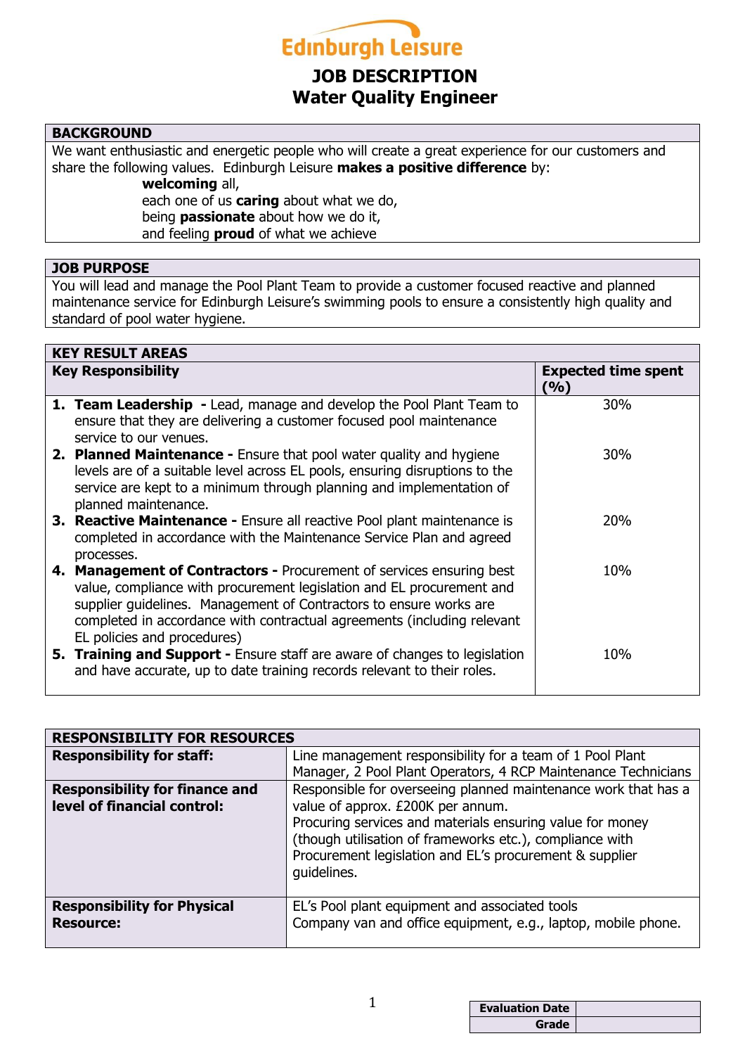# Edinburgh Leisure

## JOB DESCRIPTION
## Water Quality Engineer

### BACKGROUND

We want enthusiastic and energetic people who will create a great experience for our customers and share the following values. Edinburgh Leisure **makes a positive difference** by:

**welcoming** all,
each one of us **caring** about what we do,
being **passionate** about how we do it,
and feeling **proud** of what we achieve

### JOB PURPOSE

You will lead and manage the Pool Plant Team to provide a customer focused reactive and planned maintenance service for Edinburgh Leisure's swimming pools to ensure a consistently high quality and standard of pool water hygiene.

### KEY RESULT AREAS

| Key Responsibility | Expected time spent (%) |
|---|---|
| 1. **Team Leadership -** Lead, manage and develop the Pool Plant Team to ensure that they are delivering a customer focused pool maintenance service to our venues. | 30% |
| 2. **Planned Maintenance -** Ensure that pool water quality and hygiene levels are of a suitable level across EL pools, ensuring disruptions to the service are kept to a minimum through planning and implementation of planned maintenance. | 30% |
| 3. **Reactive Maintenance -** Ensure all reactive Pool plant maintenance is completed in accordance with the Maintenance Service Plan and agreed processes. | 20% |
| 4. **Management of Contractors -** Procurement of services ensuring best value, compliance with procurement legislation and EL procurement and supplier guidelines. Management of Contractors to ensure works are completed in accordance with contractual agreements (including relevant EL policies and procedures) | 10% |
| 5. **Training and Support -** Ensure staff are aware of changes to legislation and have accurate, up to date training records relevant to their roles. | 10% |

### RESPONSIBILITY FOR RESOURCES

| | |
|---|---|
| **Responsibility for staff:** | Line management responsibility for a team of 1 Pool Plant Manager, 2 Pool Plant Operators, 4 RCP Maintenance Technicians |
| **Responsibility for finance and level of financial control:** | Responsible for overseeing planned maintenance work that has a value of approx. £200K per annum.<br>Procuring services and materials ensuring value for money (though utilisation of frameworks etc.), compliance with Procurement legislation and EL's procurement & supplier guidelines. |
| **Responsibility for Physical Resource:** | EL's Pool plant equipment and associated tools<br>Company van and office equipment, e.g., laptop, mobile phone. |

| | |
|---|---|
| **Evaluation Date** | |
| **Grade** | |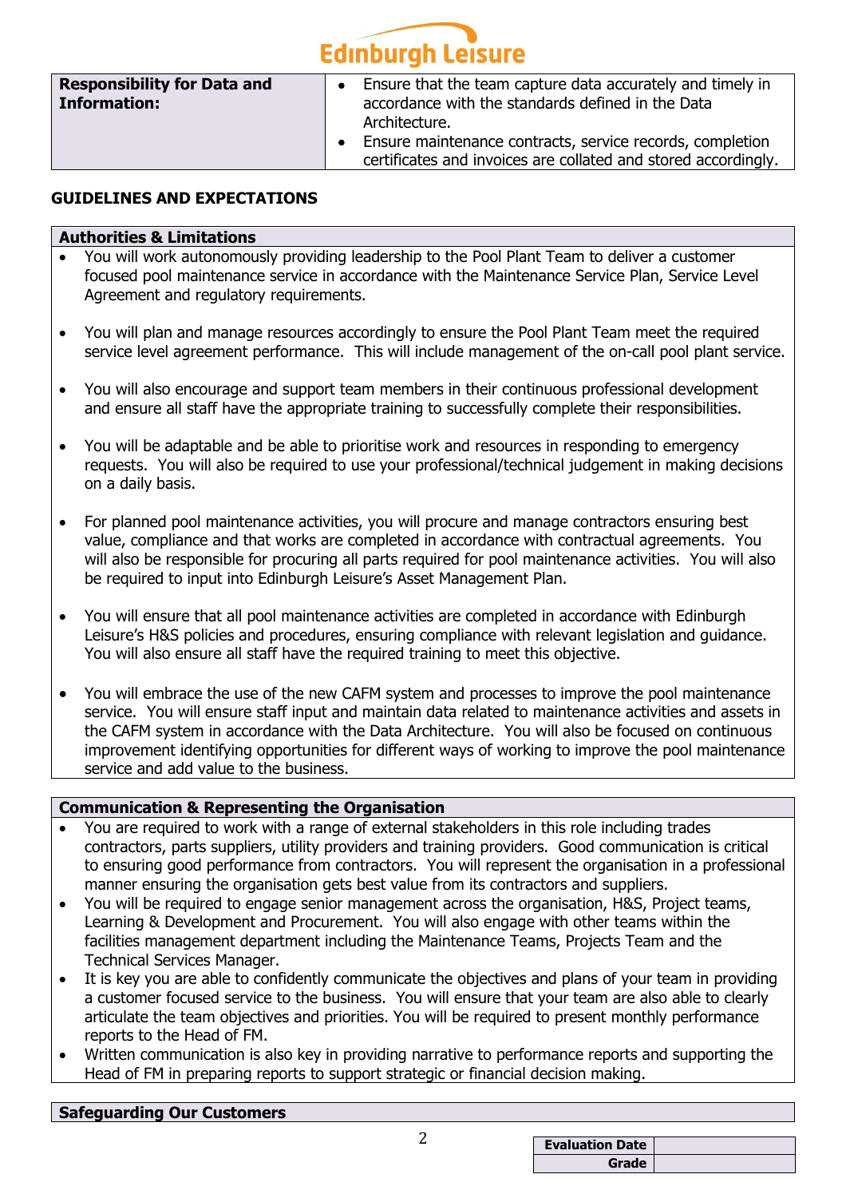| **Responsibility for Data and Information:** | • Ensure that the team capture data accurately and timely in accordance with the standards defined in the Data Architecture.<br>• Ensure maintenance contracts, service records, completion certificates and invoices are collated and stored accordingly. |
|---|---|

## GUIDELINES AND EXPECTATIONS

### Authorities & Limitations

- You will work autonomously providing leadership to the Pool Plant Team to deliver a customer focused pool maintenance service in accordance with the Maintenance Service Plan, Service Level Agreement and regulatory requirements.

- You will plan and manage resources accordingly to ensure the Pool Plant Team meet the required service level agreement performance. This will include management of the on-call pool plant service.

- You will also encourage and support team members in their continuous professional development and ensure all staff have the appropriate training to successfully complete their responsibilities.

- You will be adaptable and be able to prioritise work and resources in responding to emergency requests. You will also be required to use your professional/technical judgement in making decisions on a daily basis.

- For planned pool maintenance activities, you will procure and manage contractors ensuring best value, compliance and that works are completed in accordance with contractual agreements. You will also be responsible for procuring all parts required for pool maintenance activities. You will also be required to input into Edinburgh Leisure's Asset Management Plan.

- You will ensure that all pool maintenance activities are completed in accordance with Edinburgh Leisure's H&S policies and procedures, ensuring compliance with relevant legislation and guidance. You will also ensure all staff have the required training to meet this objective.

- You will embrace the use of the new CAFM system and processes to improve the pool maintenance service. You will ensure staff input and maintain data related to maintenance activities and assets in the CAFM system in accordance with the Data Architecture. You will also be focused on continuous improvement identifying opportunities for different ways of working to improve the pool maintenance service and add value to the business.

### Communication & Representing the Organisation

- You are required to work with a range of external stakeholders in this role including trades contractors, parts suppliers, utility providers and training providers. Good communication is critical to ensuring good performance from contractors. You will represent the organisation in a professional manner ensuring the organisation gets best value from its contractors and suppliers.
- You will be required to engage senior management across the organisation, H&S, Project teams, Learning & Development and Procurement. You will also engage with other teams within the facilities management department including the Maintenance Teams, Projects Team and the Technical Services Manager.
- It is key you are able to confidently communicate the objectives and plans of your team in providing a customer focused service to the business. You will ensure that your team are also able to clearly articulate the team objectives and priorities. You will be required to present monthly performance reports to the Head of FM.
- Written communication is also key in providing narrative to performance reports and supporting the Head of FM in preparing reports to support strategic or financial decision making.

### Safeguarding Our Customers

| **Evaluation Date** | |
|---|---|
| **Grade** | |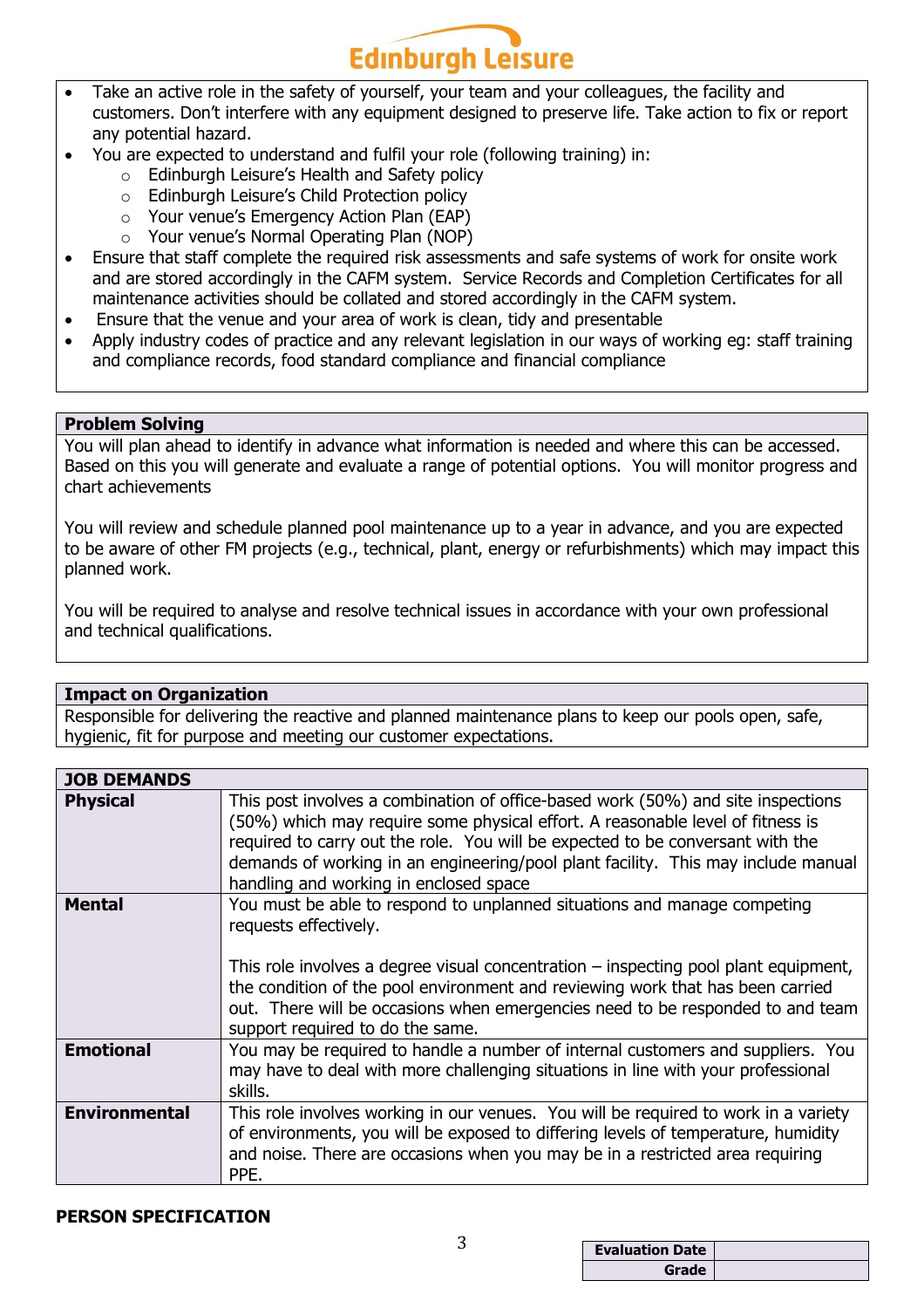- Take an active role in the safety of yourself, your team and your colleagues, the facility and customers. Don't interfere with any equipment designed to preserve life. Take action to fix or report any potential hazard.
- You are expected to understand and fulfil your role (following training) in:
  - Edinburgh Leisure's Health and Safety policy
  - Edinburgh Leisure's Child Protection policy
  - Your venue's Emergency Action Plan (EAP)
  - Your venue's Normal Operating Plan (NOP)
- Ensure that staff complete the required risk assessments and safe systems of work for onsite work and are stored accordingly in the CAFM system. Service Records and Completion Certificates for all maintenance activities should be collated and stored accordingly in the CAFM system.
- Ensure that the venue and your area of work is clean, tidy and presentable
- Apply industry codes of practice and any relevant legislation in our ways of working eg: staff training and compliance records, food standard compliance and financial compliance

**Problem Solving**

You will plan ahead to identify in advance what information is needed and where this can be accessed. Based on this you will generate and evaluate a range of potential options. You will monitor progress and chart achievements

You will review and schedule planned pool maintenance up to a year in advance, and you are expected to be aware of other FM projects (e.g., technical, plant, energy or refurbishments) which may impact this planned work.

You will be required to analyse and resolve technical issues in accordance with your own professional and technical qualifications.

**Impact on Organization**

Responsible for delivering the reactive and planned maintenance plans to keep our pools open, safe, hygienic, fit for purpose and meeting our customer expectations.

| **JOB DEMANDS** | |
|---|---|
| **Physical** | This post involves a combination of office-based work (50%) and site inspections (50%) which may require some physical effort. A reasonable level of fitness is required to carry out the role. You will be expected to be conversant with the demands of working in an engineering/pool plant facility. This may include manual handling and working in enclosed space |
| **Mental** | You must be able to respond to unplanned situations and manage competing requests effectively.<br><br>This role involves a degree visual concentration – inspecting pool plant equipment, the condition of the pool environment and reviewing work that has been carried out. There will be occasions when emergencies need to be responded to and team support required to do the same. |
| **Emotional** | You may be required to handle a number of internal customers and suppliers. You may have to deal with more challenging situations in line with your professional skills. |
| **Environmental** | This role involves working in our venues. You will be required to work in a variety of environments, you will be exposed to differing levels of temperature, humidity and noise. There are occasions when you may be in a restricted area requiring PPE. |

**PERSON SPECIFICATION**

| Evaluation Date | |
|---|---|
| Grade | |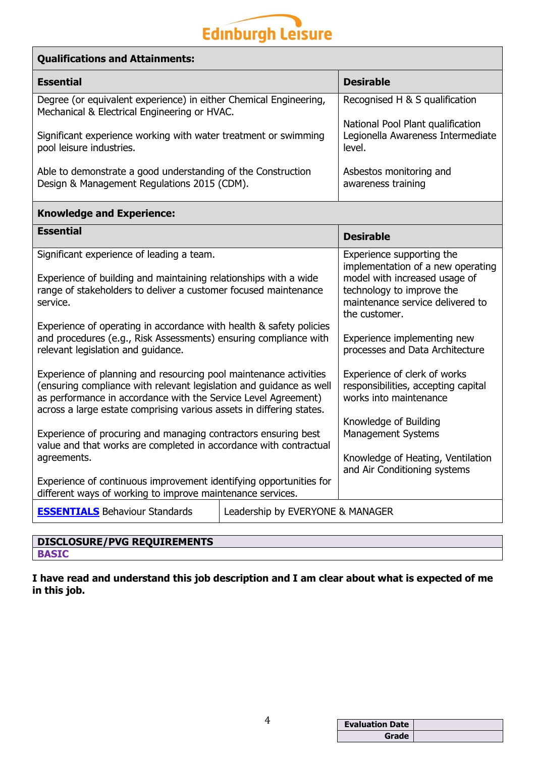Edinburgh Leisure

| **Qualifications and Attainments:** | |
|---|---|
| **Essential** | **Desirable** |
| Degree (or equivalent experience) in either Chemical Engineering, Mechanical & Electrical Engineering or HVAC.<br><br>Significant experience working with water treatment or swimming pool leisure industries.<br><br>Able to demonstrate a good understanding of the Construction Design & Management Regulations 2015 (CDM). | Recognised H & S qualification<br><br>National Pool Plant qualification Legionella Awareness Intermediate level.<br><br>Asbestos monitoring and awareness training |

| **Knowledge and Experience:** | | |
|---|---|---|
| **Essential** | | **Desirable** |
| Significant experience of leading a team.<br><br>Experience of building and maintaining relationships with a wide range of stakeholders to deliver a customer focused maintenance service.<br><br>Experience of operating in accordance with health & safety policies and procedures (e.g., Risk Assessments) ensuring compliance with relevant legislation and guidance.<br><br>Experience of planning and resourcing pool maintenance activities (ensuring compliance with relevant legislation and guidance as well as performance in accordance with the Service Level Agreement) across a large estate comprising various assets in differing states.<br><br>Experience of procuring and managing contractors ensuring best value and that works are completed in accordance with contractual agreements.<br><br>Experience of continuous improvement identifying opportunities for different ways of working to improve maintenance services. | | Experience supporting the implementation of a new operating model with increased usage of technology to improve the maintenance service delivered to the customer.<br><br>Experience implementing new processes and Data Architecture<br><br>Experience of clerk of works responsibilities, accepting capital works into maintenance<br><br>Knowledge of Building Management Systems<br><br>Knowledge of Heating, Ventilation and Air Conditioning systems |
| **ESSENTIALS** Behaviour Standards | Leadership by EVERYONE & MANAGER | |

| **DISCLOSURE/PVG REQUIREMENTS** |
|---|
| **BASIC** |

**I have read and understand this job description and I am clear about what is expected of me in this job.**

| | |
|---|---|
| **Evaluation Date** | |
| **Grade** | |